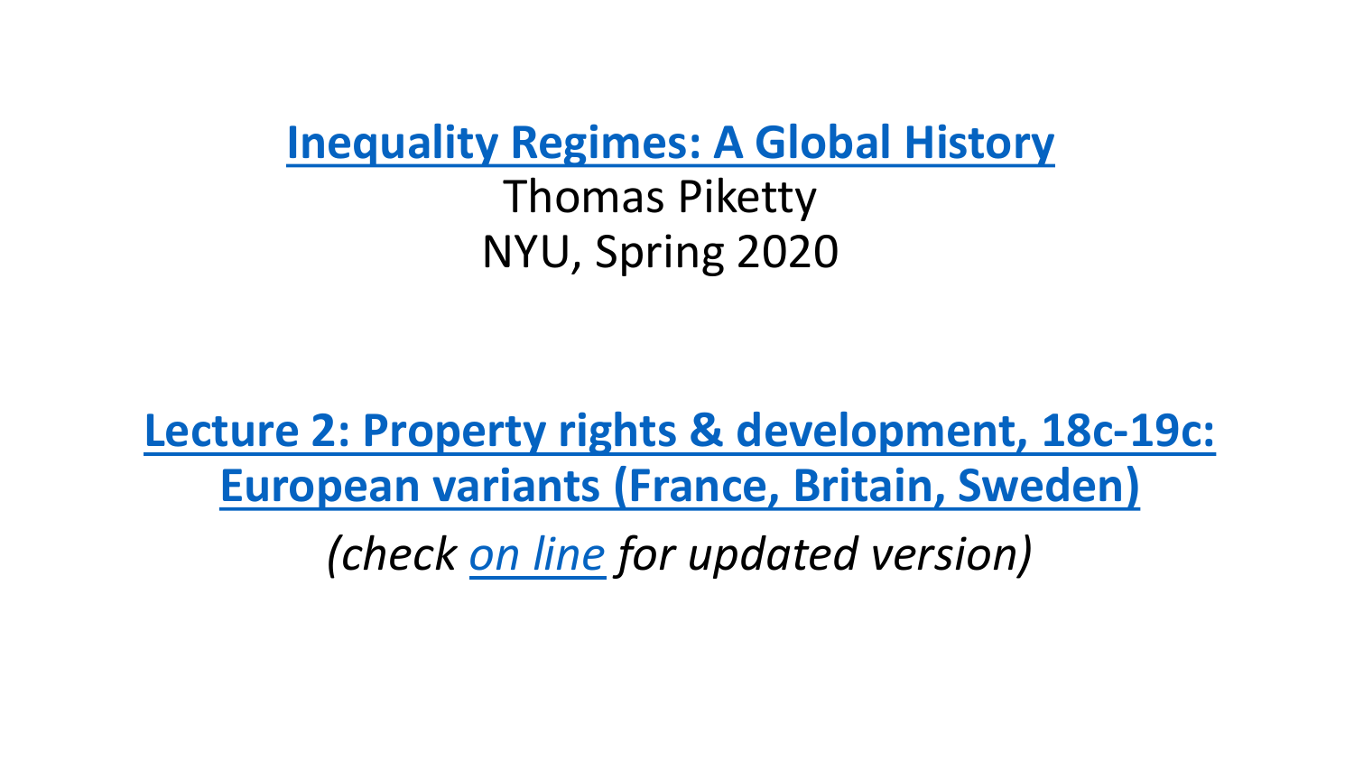# Inequality Regimes: A Global History

Thomas Piketty

NYU, Spring 2020

## Lecture 2: Property rights & development, 18c-19c: European variants (France, Britain, Sweden)

*(check on line for updated version)*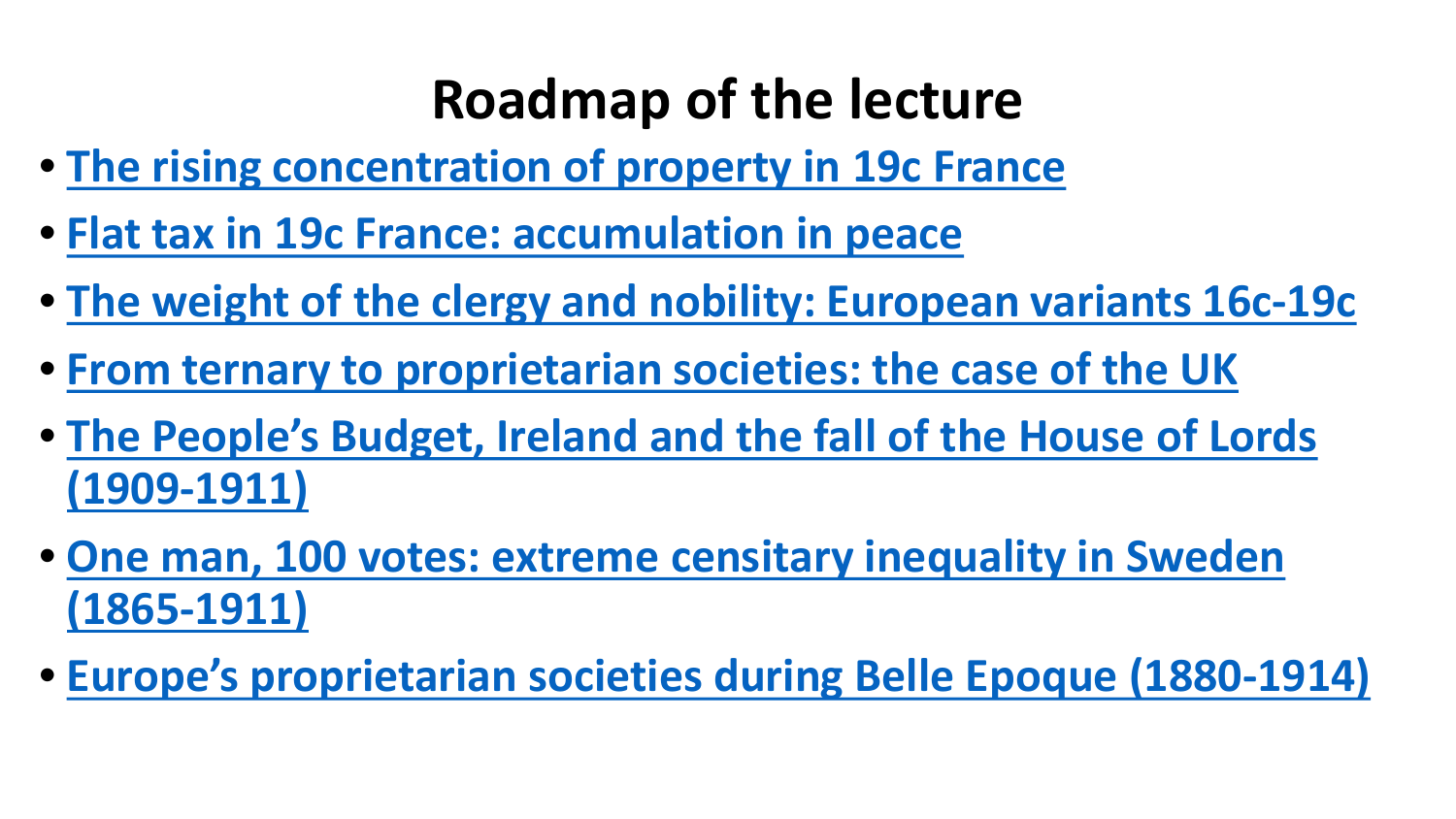# Roadmap of the lecture

- The rising concentration of property in 19c France
- Flat tax in 19c France: accumulation in peace
- The weight of the clergy and nobility: European variants 16c-19c
- From ternary to proprietarian societies: the case of the UK
- The People's Budget, Ireland and the fall of the House of Lords (1909-1911)
- One man, 100 votes: extreme censitary inequality in Sweden (1865-1911)
- Europe's proprietarian societies during Belle Epoque (1880-1914)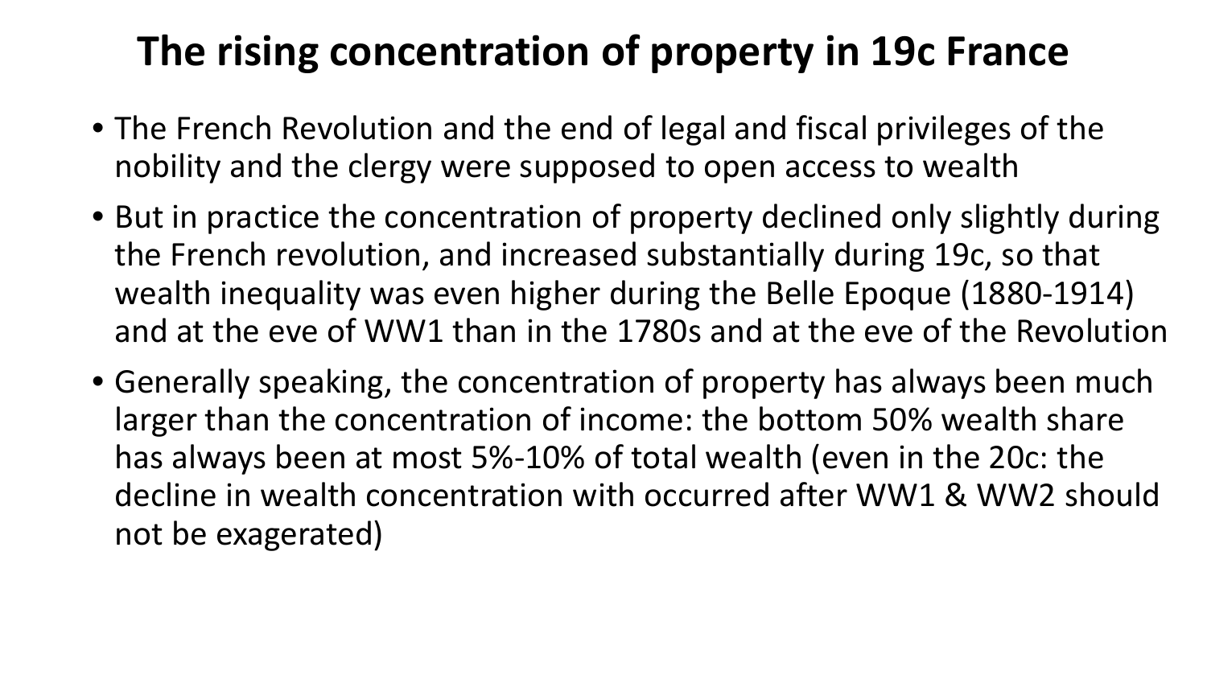# The rising concentration of property in 19c France

- The French Revolution and the end of legal and fiscal privileges of the nobility and the clergy were supposed to open access to wealth
- But in practice the concentration of property declined only slightly during the French revolution, and increased substantially during 19c, so that wealth inequality was even higher during the Belle Epoque (1880-1914) and at the eve of WW1 than in the 1780s and at the eve of the Revolution
- Generally speaking, the concentration of property has always been much larger than the concentration of income: the bottom 50% wealth share has always been at most 5%-10% of total wealth (even in the 20c: the decline in wealth concentration with occurred after WW1 & WW2 should not be exagerated)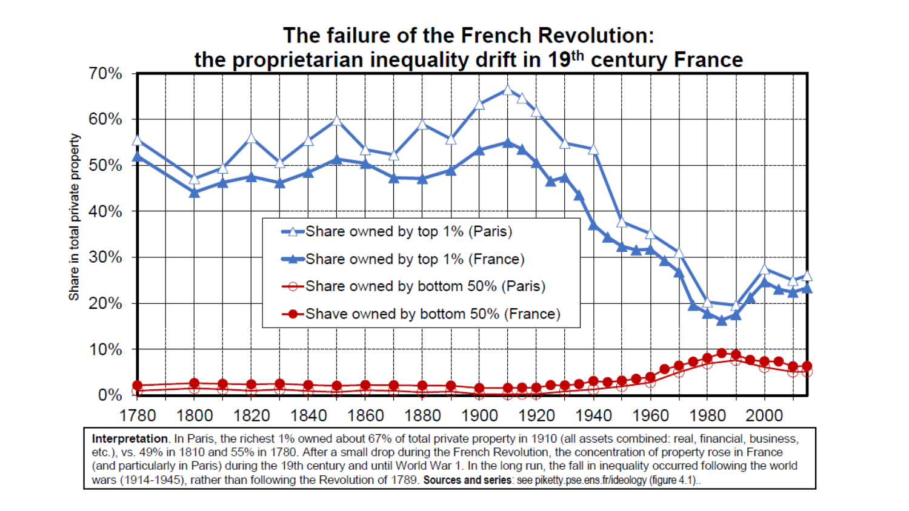# The failure of the French Revolution: the proprietarian inequality drift in 19th century France

Share in total private property

- Share owned by top 1% (Paris)
- Share owned by top 1% (France)
- Share owned by bottom 50% (Paris)
- Shave owned by bottom 50% (France)

**Interpretation**. In Paris, the richest 1% owned about 67% of total private property in 1910 (all assets combined: real, financial, business, etc.), vs. 49% in 1810 and 55% in 1780. After a small drop during the French Revolution, the concentration of property rose in France (and particularly in Paris) during the 19th century and until World War 1. In the long run, the fall in inequality occurred following the world wars (1914-1945), rather than following the Revolution of 1789. **Sources and series**: see piketty.pse.ens.fr/ideology (figure 4.1).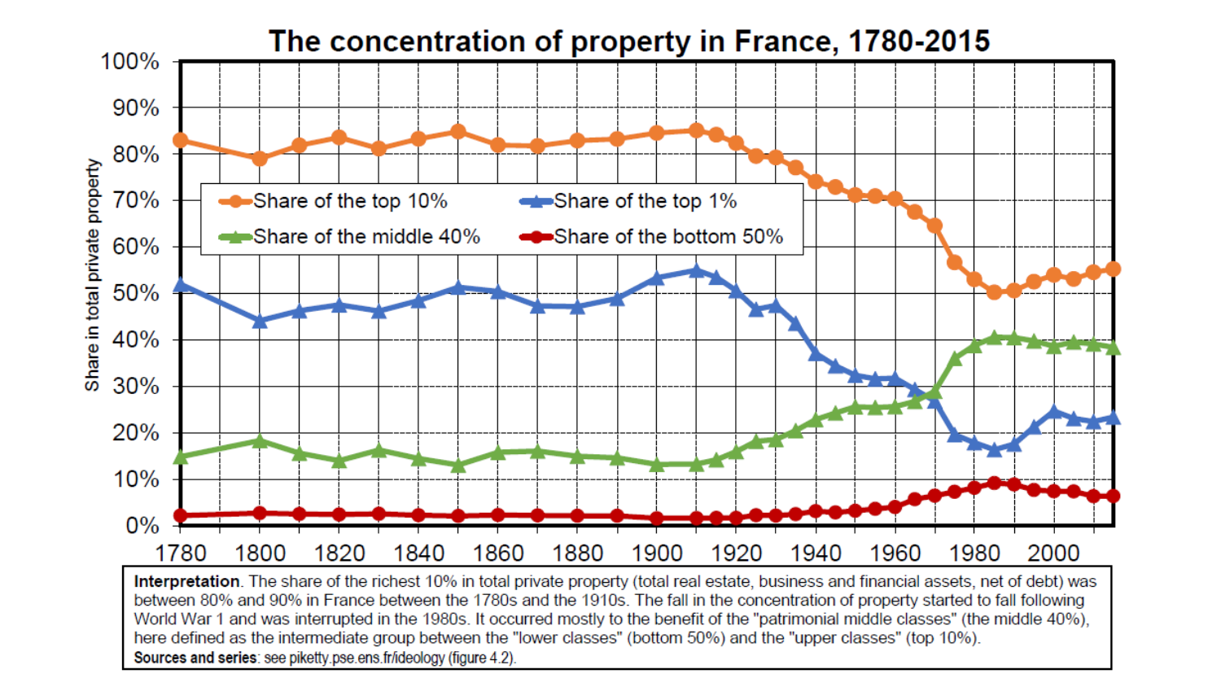# The concentration of property in France, 1780-2015

**Interpretation**. The share of the richest 10% in total private property (total real estate, business and financial assets, net of debt) was between 80% and 90% in France between the 1780s and the 1910s. The fall in the concentration of property started to fall following World War 1 and was interrupted in the 1980s. It occurred mostly to the benefit of the "patrimonial middle classes" (the middle 40%), here defined as the intermediate group between the "lower classes" (bottom 50%) and the "upper classes" (top 10%).

**Sources and series**: see piketty.pse.ens.fr/ideology (figure 4.2).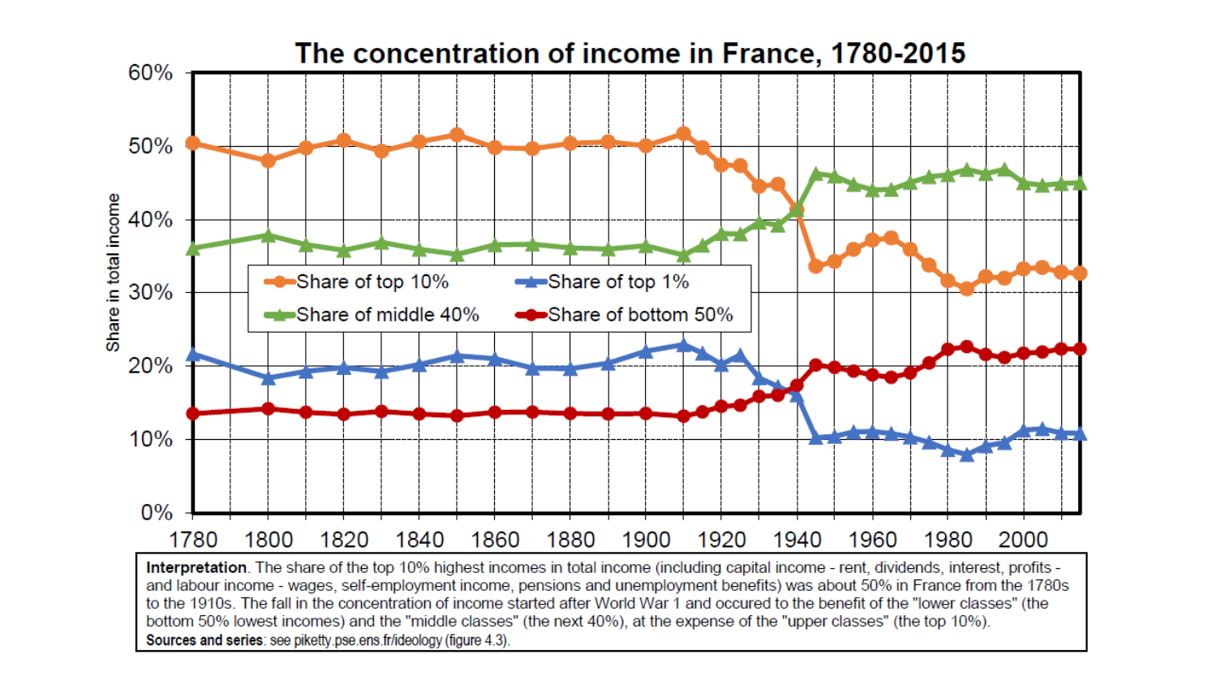# The concentration of income in France, 1780-2015

**Interpretation**. The share of the top 10% highest incomes in total income (including capital income - rent, dividends, interest, profits - and labour income - wages, self-employment income, pensions and unemployment benefits) was about 50% in France from the 1780s to the 1910s. The fall in the concentration of income started after World War 1 and occured to the benefit of the "lower classes" (the bottom 50% lowest incomes) and the "middle classes" (the next 40%), at the expense of the "upper classes" (the top 10%).

**Sources and series**: see piketty.pse.ens.fr/ideology (figure 4.3).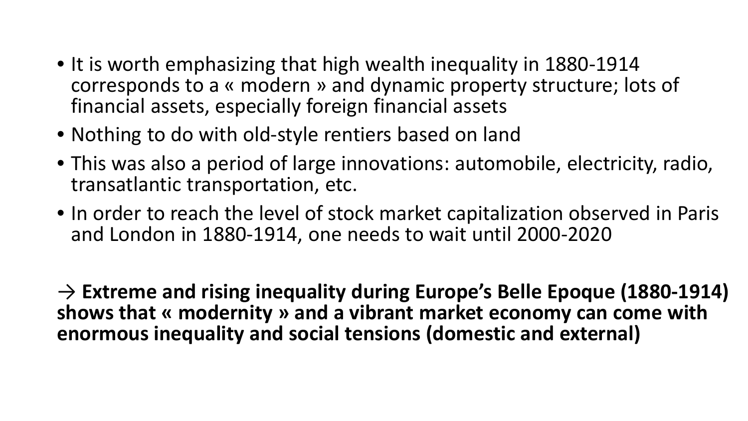- It is worth emphasizing that high wealth inequality in 1880-1914 corresponds to a « modern » and dynamic property structure; lots of financial assets, especially foreign financial assets
- Nothing to do with old-style rentiers based on land
- This was also a period of large innovations: automobile, electricity, radio, transatlantic transportation, etc.
- In order to reach the level of stock market capitalization observed in Paris and London in 1880-1914, one needs to wait until 2000-2020

→ **Extreme and rising inequality during Europe's Belle Epoque (1880-1914) shows that « modernity » and a vibrant market economy can come with enormous inequality and social tensions (domestic and external)**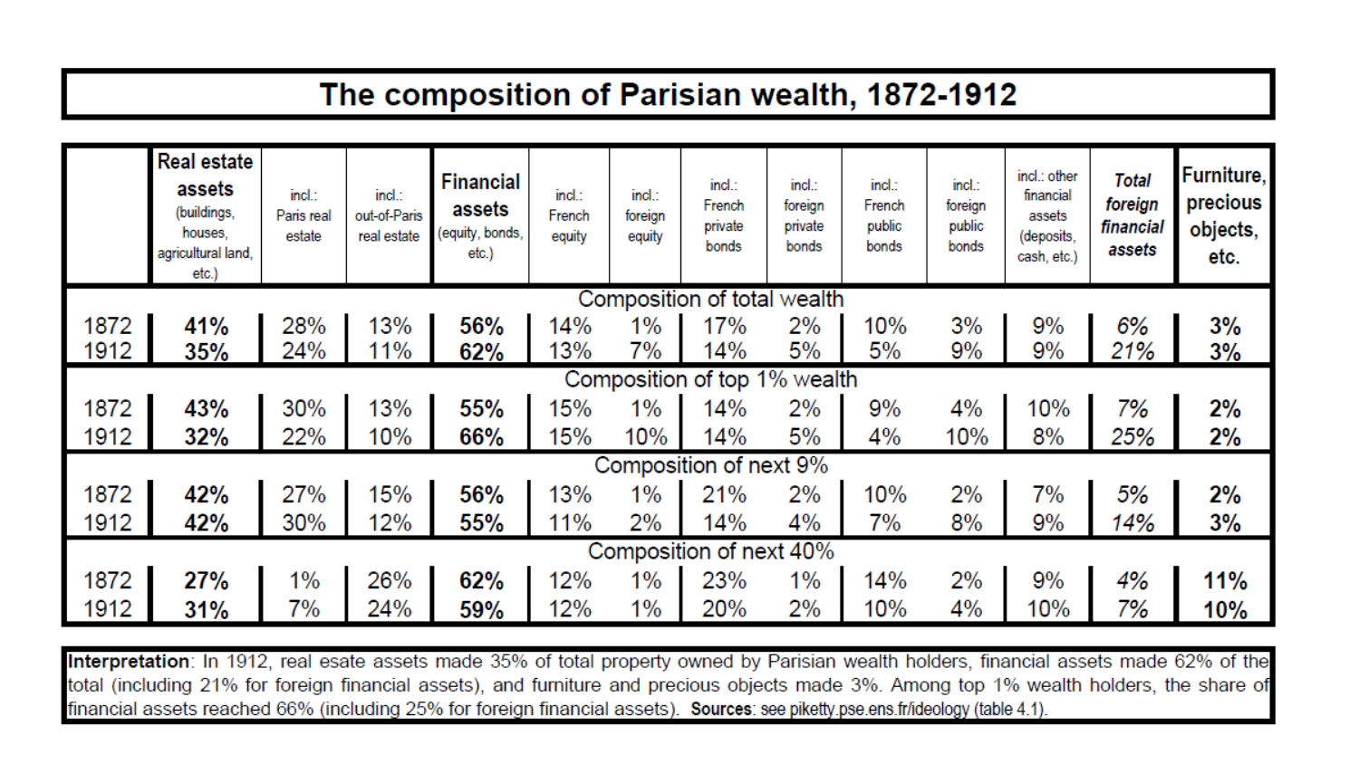# The composition of Parisian wealth, 1872-1912

| | **Real estate assets** (buildings, houses, agricultural land, etc.) | incl.: Paris real estate | incl.: out-of-Paris real estate | **Financial assets** (equity, bonds, etc.) | incl.: French equity | incl.: foreign equity | incl.: French private bonds | incl.: foreign private bonds | incl.: French public bonds | incl.: foreign public bonds | incl.: other financial assets (deposits, cash, etc.) | ***Total foreign financial assets*** | **Furniture, precious objects, etc.** |
|---|---|---|---|---|---|---|---|---|---|---|---|---|---|
| **Composition of total wealth** | | | | | | | | | | | | | |
| 1872 | **41%** | 28% | 13% | **56%** | 14% | 1% | 17% | 2% | 10% | 3% | 9% | *6%* | **3%** |
| 1912 | **35%** | 24% | 11% | **62%** | 13% | 7% | 14% | 5% | 5% | 9% | 9% | *21%* | **3%** |
| **Composition of top 1% wealth** | | | | | | | | | | | | | |
| 1872 | **43%** | 30% | 13% | **55%** | 15% | 1% | 14% | 2% | 9% | 4% | 10% | *7%* | **2%** |
| 1912 | **32%** | 22% | 10% | **66%** | 15% | 10% | 14% | 5% | 4% | 10% | 8% | *25%* | **2%** |
| **Composition of next 9%** | | | | | | | | | | | | | |
| 1872 | **42%** | 27% | 15% | **56%** | 13% | 1% | 21% | 2% | 10% | 2% | 7% | *5%* | **2%** |
| 1912 | **42%** | 30% | 12% | **55%** | 11% | 2% | 14% | 4% | 7% | 8% | 9% | *14%* | **3%** |
| **Composition of next 40%** | | | | | | | | | | | | | |
| 1872 | **27%** | 1% | 26% | **62%** | 12% | 1% | 23% | 1% | 14% | 2% | 9% | *4%* | **11%** |
| 1912 | **31%** | 7% | 24% | **59%** | 12% | 1% | 20% | 2% | 10% | 4% | 10% | *7%* | **10%** |

**Interpretation**: In 1912, real esate assets made 35% of total property owned by Parisian wealth holders, financial assets made 62% of the total (including 21% for foreign financial assets), and furniture and precious objects made 3%. Among top 1% wealth holders, the share of financial assets reached 66% (including 25% for foreign financial assets). **Sources**: see piketty.pse.ens.fr/ideology (table 4.1).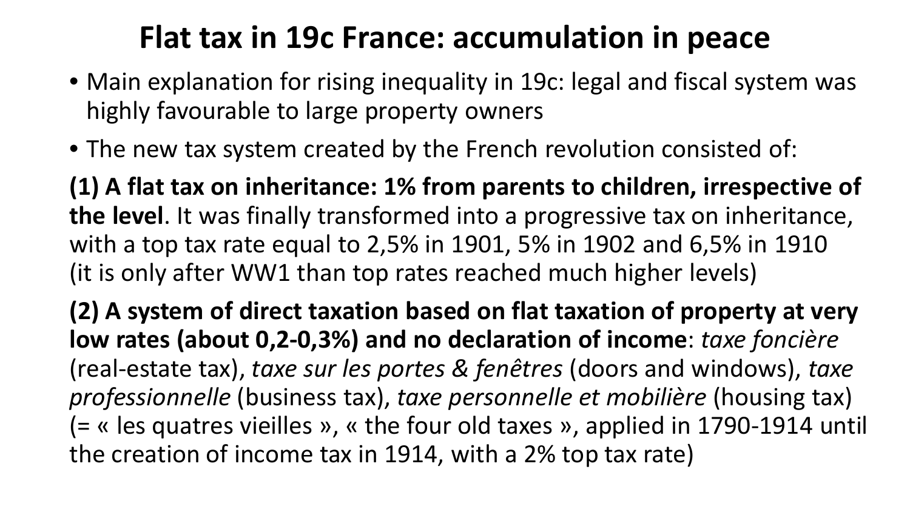# Flat tax in 19c France: accumulation in peace

- Main explanation for rising inequality in 19c: legal and fiscal system was highly favourable to large property owners
- The new tax system created by the French revolution consisted of:

**(1) A flat tax on inheritance: 1% from parents to children, irrespective of the level**. It was finally transformed into a progressive tax on inheritance, with a top tax rate equal to 2,5% in 1901, 5% in 1902 and 6,5% in 1910 (it is only after WW1 than top rates reached much higher levels)

**(2) A system of direct taxation based on flat taxation of property at very low rates (about 0,2-0,3%) and no declaration of income**: *taxe foncière* (real-estate tax), *taxe sur les portes & fenêtres* (doors and windows), *taxe professionnelle* (business tax), *taxe personnelle et mobilière* (housing tax) (= « les quatres vieilles », « the four old taxes », applied in 1790-1914 until the creation of income tax in 1914, with a 2% top tax rate)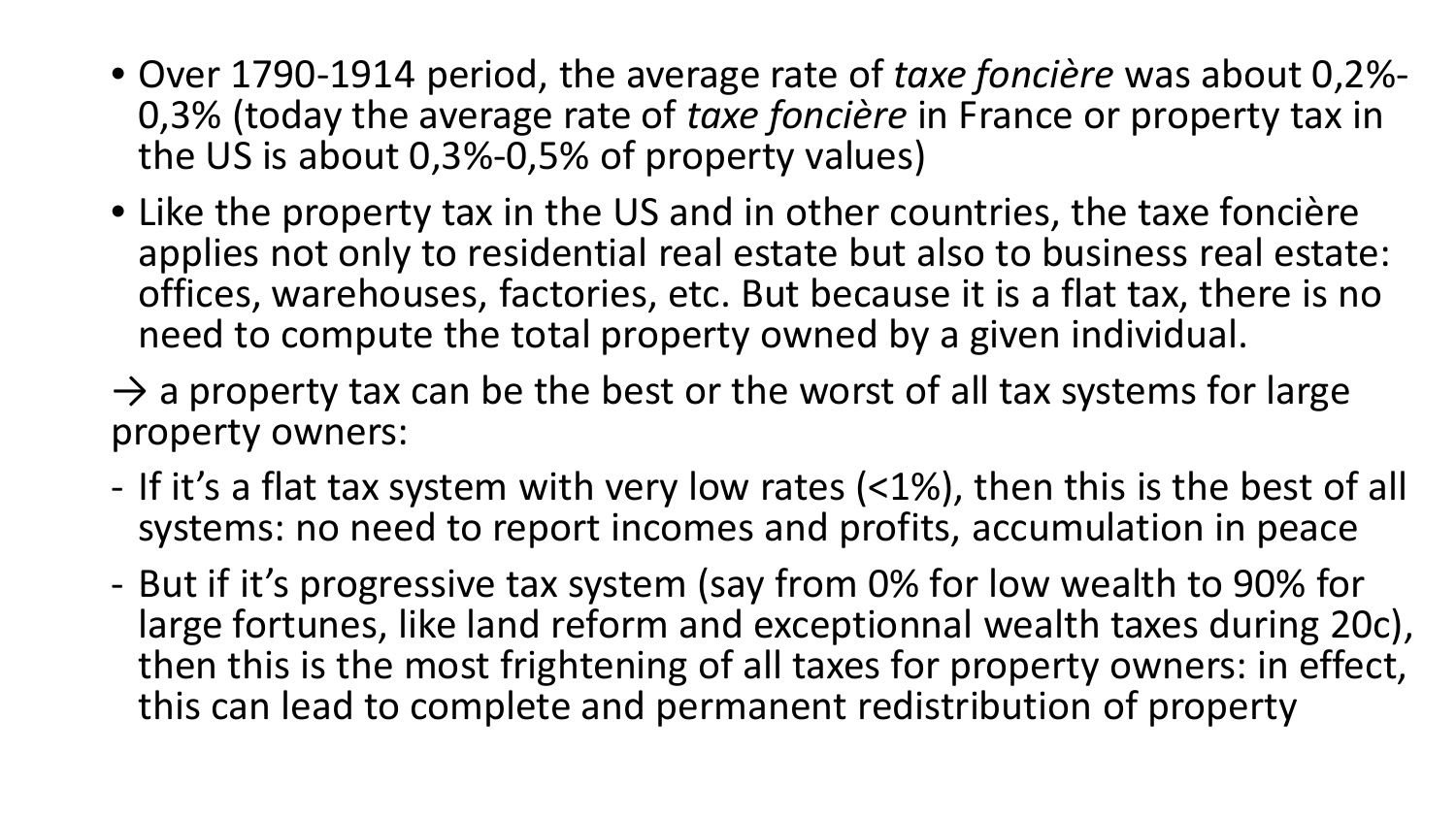- Over 1790-1914 period, the average rate of *taxe foncière* was about 0,2%-0,3% (today the average rate of *taxe foncière* in France or property tax in the US is about 0,3%-0,5% of property values)
- Like the property tax in the US and in other countries, the taxe foncière applies not only to residential real estate but also to business real estate: offices, warehouses, factories, etc. But because it is a flat tax, there is no need to compute the total property owned by a given individual.

→ a property tax can be the best or the worst of all tax systems for large property owners:

- If it's a flat tax system with very low rates (<1%), then this is the best of all systems: no need to report incomes and profits, accumulation in peace
- But if it's progressive tax system (say from 0% for low wealth to 90% for large fortunes, like land reform and exceptionnal wealth taxes during 20c), then this is the most frightening of all taxes for property owners: in effect, this can lead to complete and permanent redistribution of property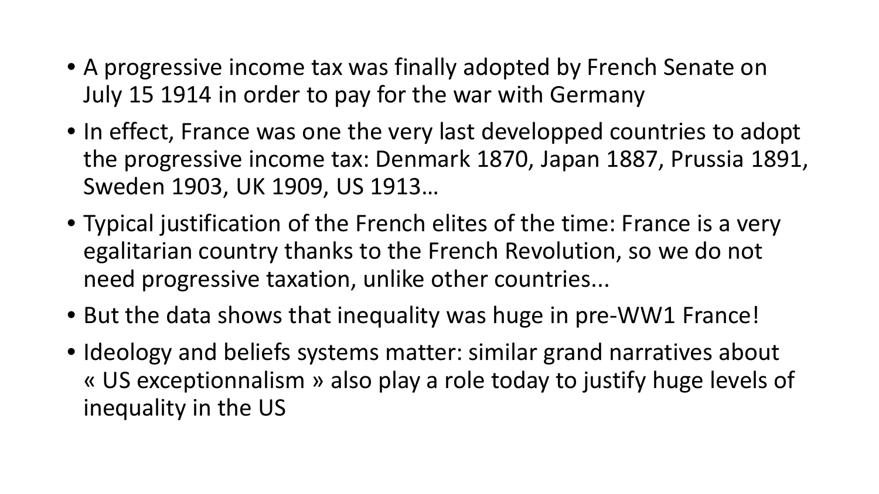- A progressive income tax was finally adopted by French Senate on July 15 1914 in order to pay for the war with Germany
- In effect, France was one the very last developped countries to adopt the progressive income tax: Denmark 1870, Japan 1887, Prussia 1891, Sweden 1903, UK 1909, US 1913…
- Typical justification of the French elites of the time: France is a very egalitarian country thanks to the French Revolution, so we do not need progressive taxation, unlike other countries...
- But the data shows that inequality was huge in pre-WW1 France!
- Ideology and beliefs systems matter: similar grand narratives about « US exceptionnalism » also play a role today to justify huge levels of inequality in the US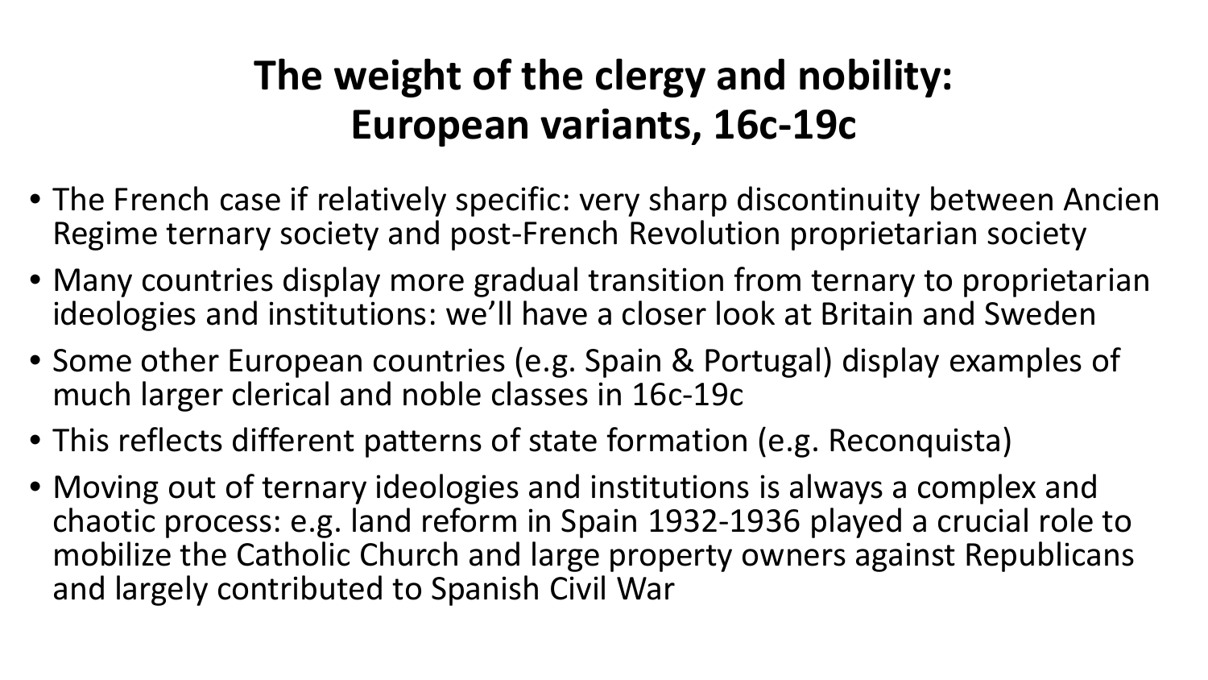# The weight of the clergy and nobility: European variants, 16c-19c

- The French case if relatively specific: very sharp discontinuity between Ancien Regime ternary society and post-French Revolution proprietarian society
- Many countries display more gradual transition from ternary to proprietarian ideologies and institutions: we'll have a closer look at Britain and Sweden
- Some other European countries (e.g. Spain & Portugal) display examples of much larger clerical and noble classes in 16c-19c
- This reflects different patterns of state formation (e.g. Reconquista)
- Moving out of ternary ideologies and institutions is always a complex and chaotic process: e.g. land reform in Spain 1932-1936 played a crucial role to mobilize the Catholic Church and large property owners against Republicans and largely contributed to Spanish Civil War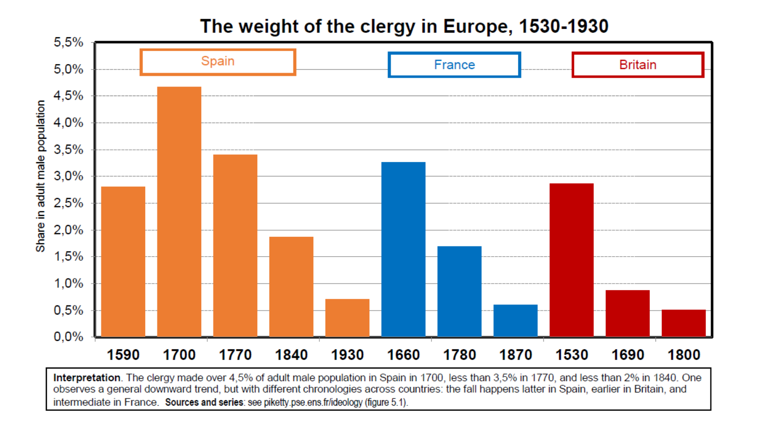# The weight of the clergy in Europe, 1530-1930

**Interpretation**. The clergy made over 4,5% of adult male population in Spain in 1700, less than 3,5% in 1770, and less than 2% in 1840. One observes a general downward trend, but with different chronologies across countries: the fall happens latter in Spain, earlier in Britain, and intermediate in France. **Sources and series**: see piketty.pse.ens.fr/ideology (figure 5.1).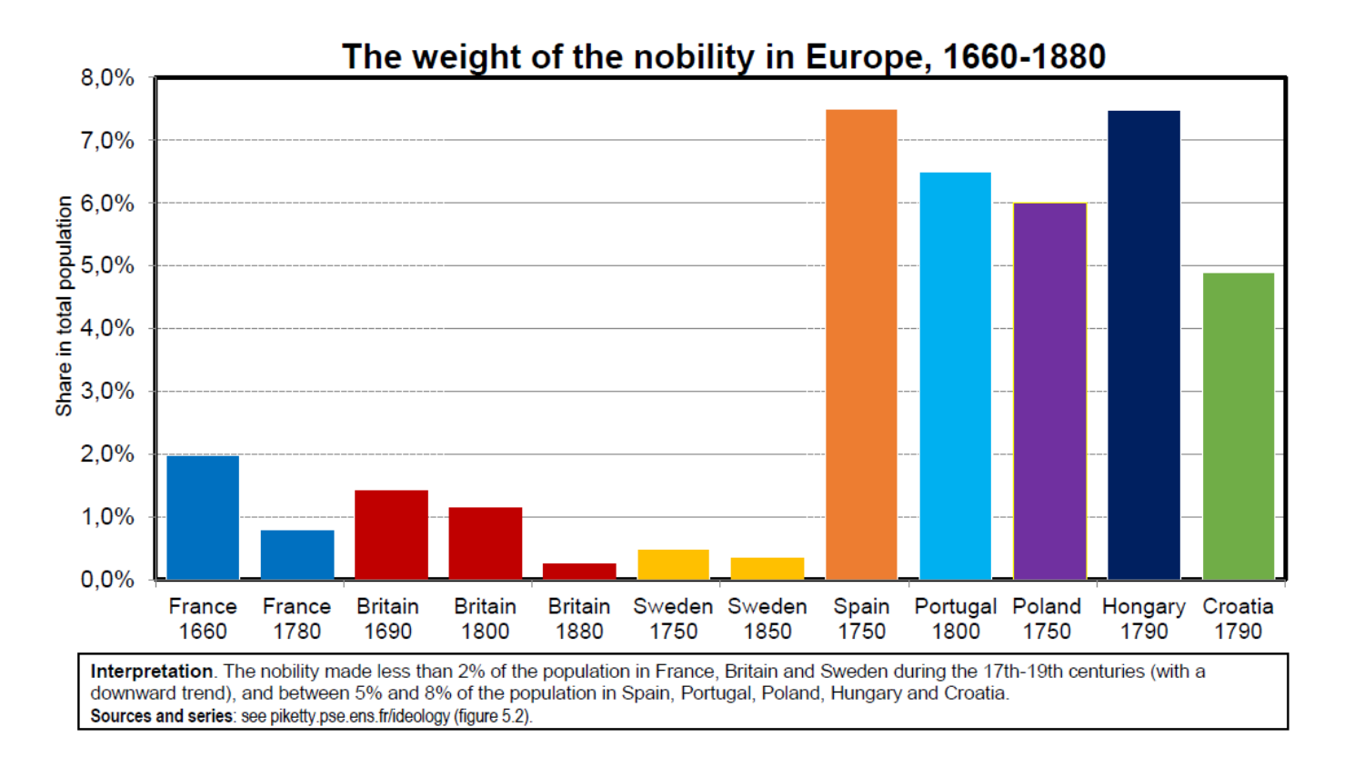# The weight of the nobility in Europe, 1660-1880

| | Share in total population |
|---|---|
| France 1660 | 2.0% |
| France 1780 | 0.8% |
| Britain 1690 | 1.4% |
| Britain 1800 | 1.1% |
| Britain 1880 | 0.3% |
| Sweden 1750 | 0.5% |
| Sweden 1850 | 0.4% |
| Spain 1750 | 7.5% |
| Portugal 1800 | 6.5% |
| Poland 1750 | 6.0% |
| Hongary 1790 | 7.5% |
| Croatia 1790 | 4.9% |

**Interpretation**. The nobility made less than 2% of the population in France, Britain and Sweden during the 17th-19th centuries (with a downward trend), and between 5% and 8% of the population in Spain, Portugal, Poland, Hungary and Croatia.
**Sources and series**: see piketty.pse.ens.fr/ideology (figure 5.2).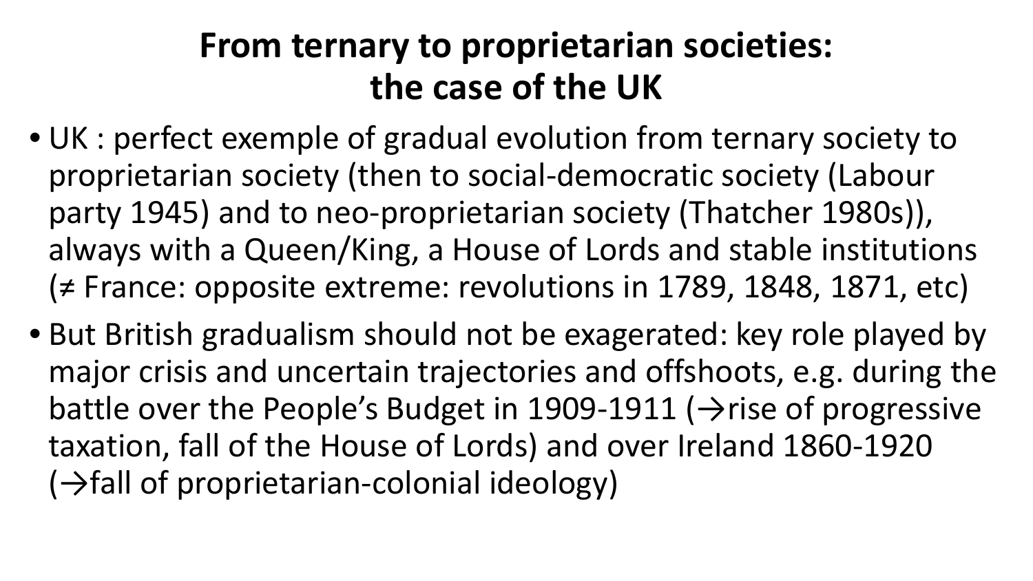# From ternary to proprietarian societies: the case of the UK

- UK : perfect exemple of gradual evolution from ternary society to proprietarian society (then to social-democratic society (Labour party 1945) and to neo-proprietarian society (Thatcher 1980s)), always with a Queen/King, a House of Lords and stable institutions (≠ France: opposite extreme: revolutions in 1789, 1848, 1871, etc)
- But British gradualism should not be exagerated: key role played by major crisis and uncertain trajectories and offshoots, e.g. during the battle over the People's Budget in 1909-1911 (→rise of progressive taxation, fall of the House of Lords) and over Ireland 1860-1920 (→fall of proprietarian-colonial ideology)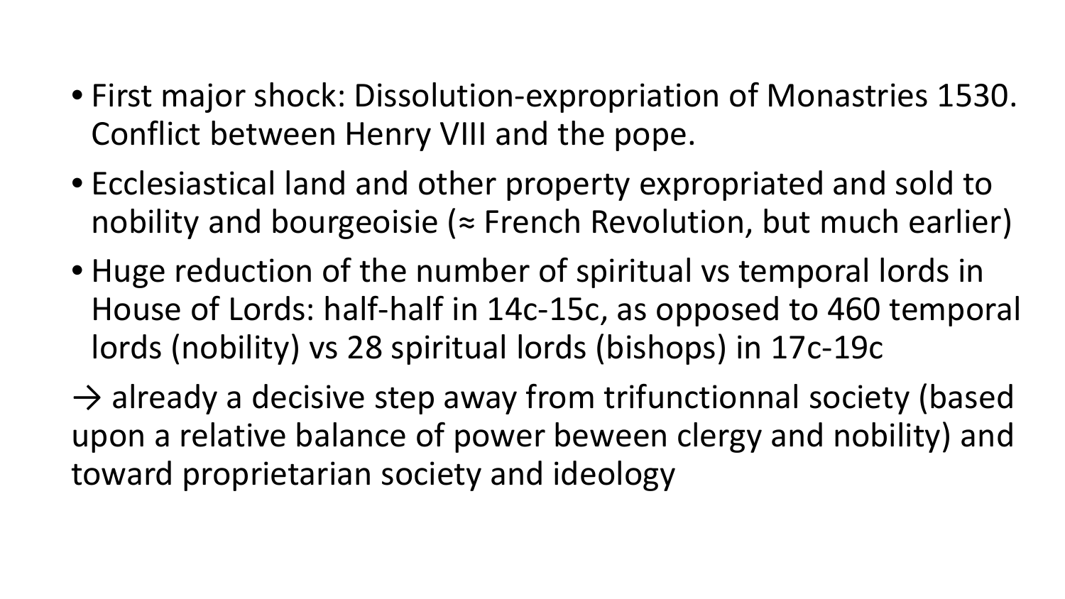- First major shock: Dissolution-expropriation of Monastries 1530. Conflict between Henry VIII and the pope.
- Ecclesiastical land and other property expropriated and sold to nobility and bourgeoisie (≈ French Revolution, but much earlier)
- Huge reduction of the number of spiritual vs temporal lords in House of Lords: half-half in 14c-15c, as opposed to 460 temporal lords (nobility) vs 28 spiritual lords (bishops) in 17c-19c

→ already a decisive step away from trifunctionnal society (based upon a relative balance of power beween clergy and nobility) and toward proprietarian society and ideology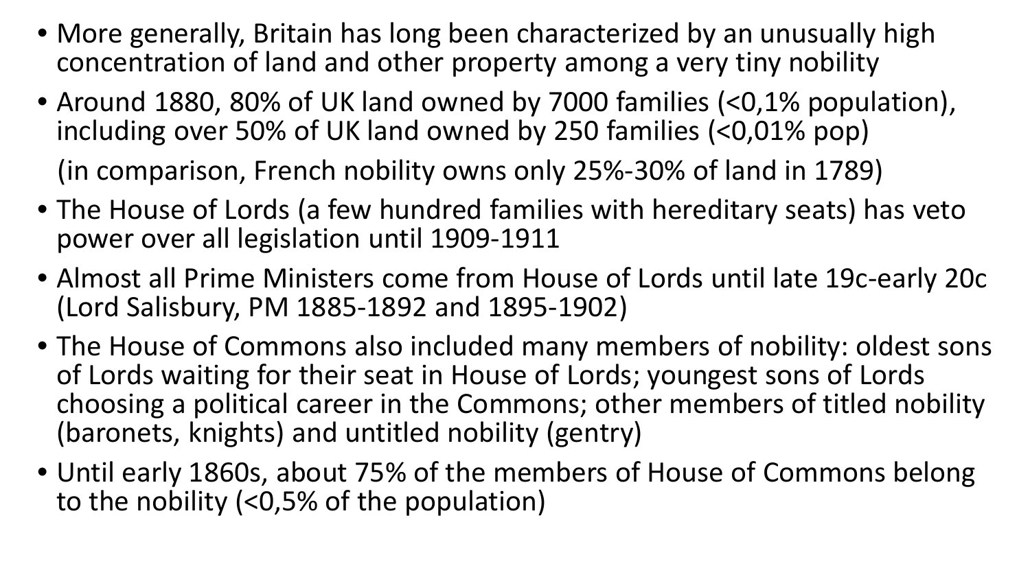- More generally, Britain has long been characterized by an unusually high concentration of land and other property among a very tiny nobility
- Around 1880, 80% of UK land owned by 7000 families (<0,1% population), including over 50% of UK land owned by 250 families (<0,01% pop)

  (in comparison, French nobility owns only 25%-30% of land in 1789)
- The House of Lords (a few hundred families with hereditary seats) has veto power over all legislation until 1909-1911
- Almost all Prime Ministers come from House of Lords until late 19c-early 20c (Lord Salisbury, PM 1885-1892 and 1895-1902)
- The House of Commons also included many members of nobility: oldest sons of Lords waiting for their seat in House of Lords; youngest sons of Lords choosing a political career in the Commons; other members of titled nobility (baronets, knights) and untitled nobility (gentry)
- Until early 1860s, about 75% of the members of House of Commons belong to the nobility (<0,5% of the population)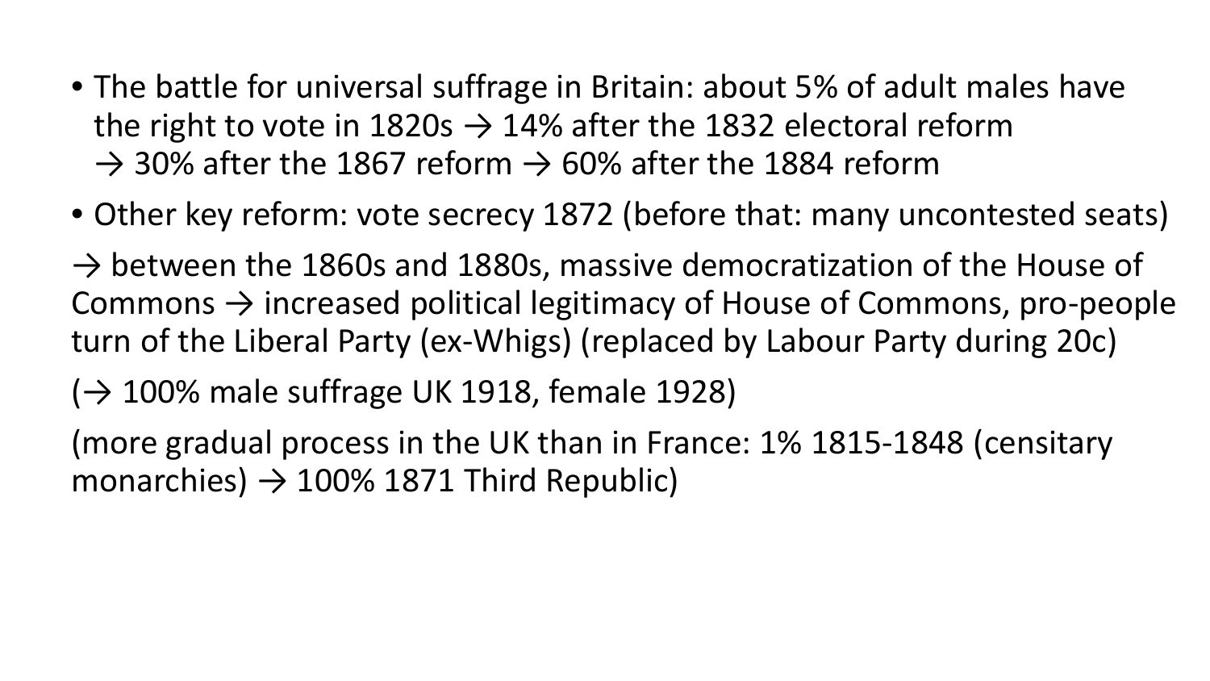- The battle for universal suffrage in Britain: about 5% of adult males have the right to vote in 1820s → 14% after the 1832 electoral reform → 30% after the 1867 reform → 60% after the 1884 reform
- Other key reform: vote secrecy 1872 (before that: many uncontested seats)

→ between the 1860s and 1880s, massive democratization of the House of Commons → increased political legitimacy of House of Commons, pro-people turn of the Liberal Party (ex-Whigs) (replaced by Labour Party during 20c)

(→ 100% male suffrage UK 1918, female 1928)

(more gradual process in the UK than in France: 1% 1815-1848 (censitary monarchies) → 100% 1871 Third Republic)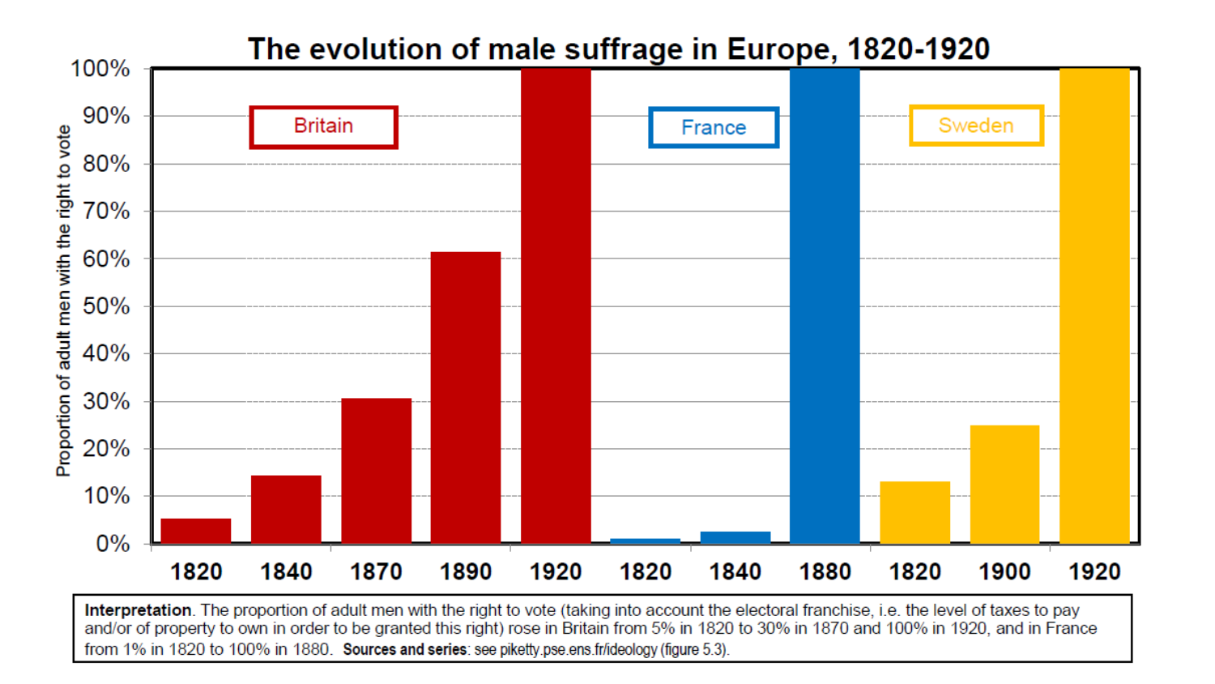## The evolution of male suffrage in Europe, 1820-1920

| Country | Year | Proportion of adult men with the right to vote |
|---|---|---|
| Britain | 1820 | 5% |
| Britain | 1840 | 14% |
| Britain | 1870 | 30% |
| Britain | 1890 | 61% |
| Britain | 1920 | 100% |
| France | 1820 | 1% |
| France | 1840 | 2% |
| France | 1880 | 100% |
| Sweden | 1820 | 13% |
| Sweden | 1900 | 25% |
| Sweden | 1920 | 100% |

**Interpretation**. The proportion of adult men with the right to vote (taking into account the electoral franchise, i.e. the level of taxes to pay and/or of property to own in order to be granted this right) rose in Britain from 5% in 1820 to 30% in 1870 and 100% in 1920, and in France from 1% in 1820 to 100% in 1880. **Sources and series**: see piketty.pse.ens.fr/ideology (figure 5.3).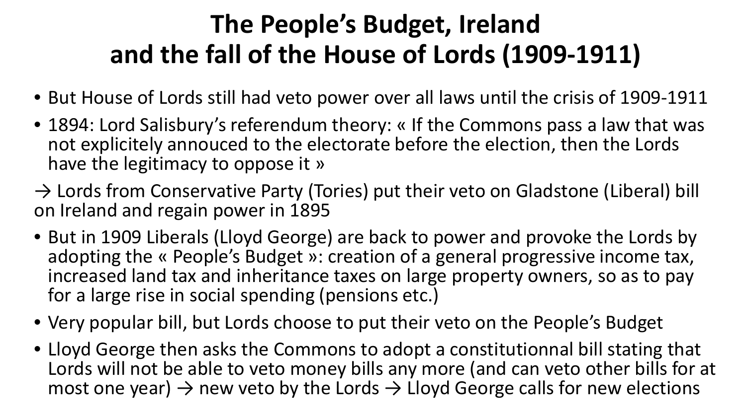# The People's Budget, Ireland and the fall of the House of Lords (1909-1911)

- But House of Lords still had veto power over all laws until the crisis of 1909-1911
- 1894: Lord Salisbury's referendum theory: « If the Commons pass a law that was not explicitely annouced to the electorate before the election, then the Lords have the legitimacy to oppose it »

→ Lords from Conservative Party (Tories) put their veto on Gladstone (Liberal) bill on Ireland and regain power in 1895

- But in 1909 Liberals (Lloyd George) are back to power and provoke the Lords by adopting the « People's Budget »: creation of a general progressive income tax, increased land tax and inheritance taxes on large property owners, so as to pay for a large rise in social spending (pensions etc.)
- Very popular bill, but Lords choose to put their veto on the People's Budget
- Lloyd George then asks the Commons to adopt a constitutionnal bill stating that Lords will not be able to veto money bills any more (and can veto other bills for at most one year) → new veto by the Lords → Lloyd George calls for new elections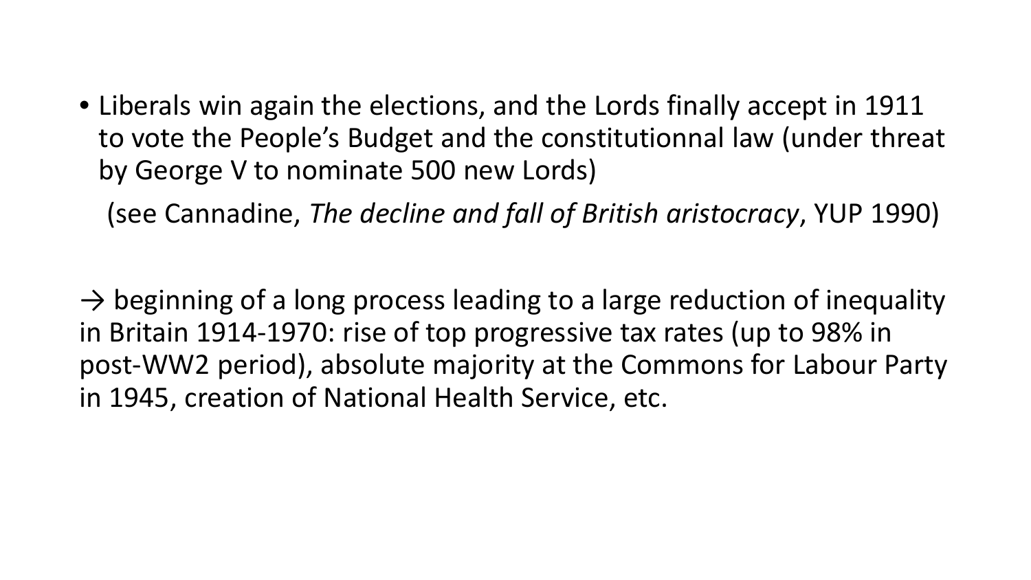- Liberals win again the elections, and the Lords finally accept in 1911 to vote the People's Budget and the constitutionnal law (under threat by George V to nominate 500 new Lords)

  (see Cannadine, *The decline and fall of British aristocracy*, YUP 1990)

→ beginning of a long process leading to a large reduction of inequality in Britain 1914-1970: rise of top progressive tax rates (up to 98% in post-WW2 period), absolute majority at the Commons for Labour Party in 1945, creation of National Health Service, etc.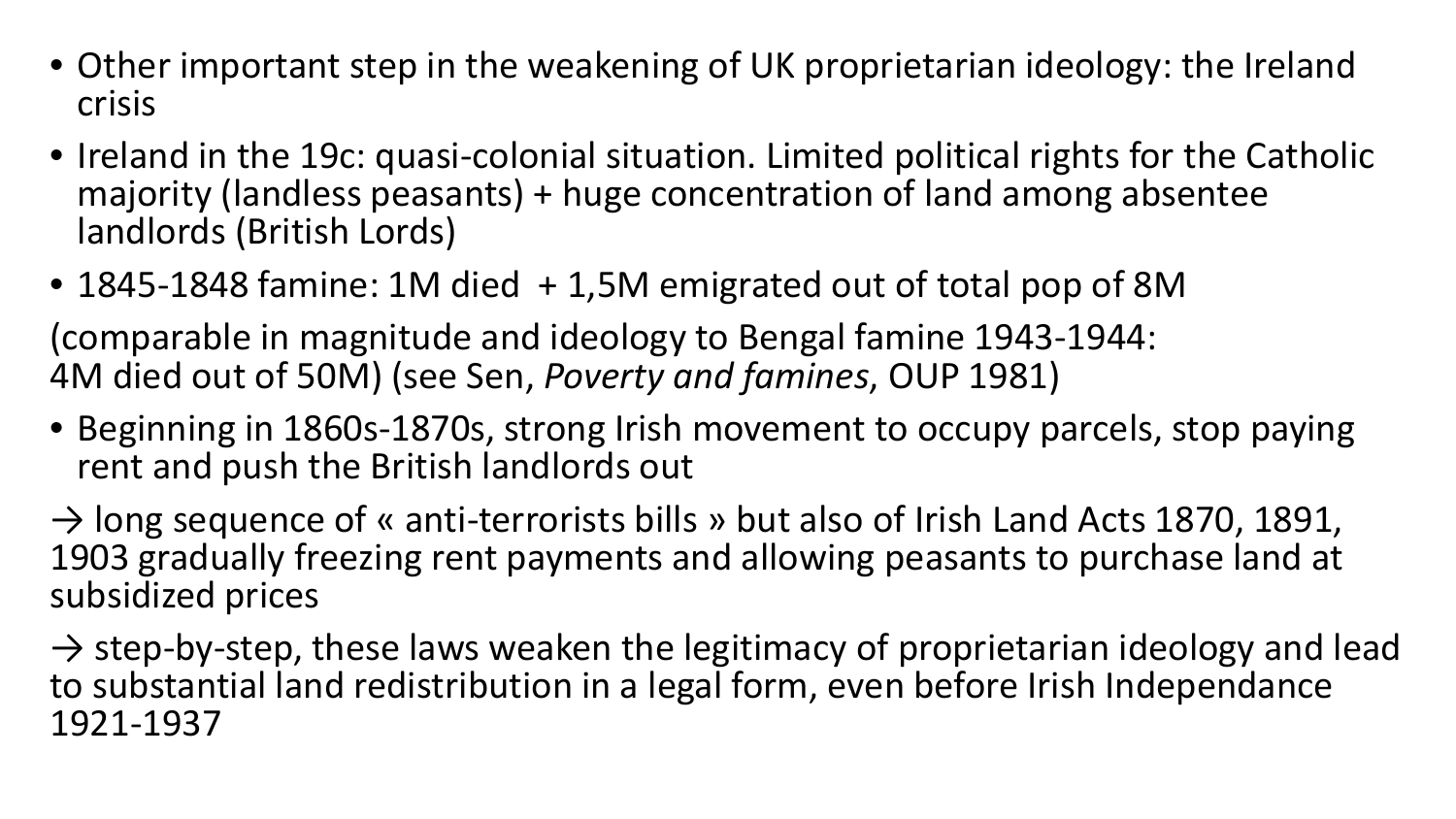- Other important step in the weakening of UK proprietarian ideology: the Ireland crisis
- Ireland in the 19c: quasi-colonial situation. Limited political rights for the Catholic majority (landless peasants) + huge concentration of land among absentee landlords (British Lords)
- 1845-1848 famine: 1M died + 1,5M emigrated out of total pop of 8M

(comparable in magnitude and ideology to Bengal famine 1943-1944: 4M died out of 50M) (see Sen, *Poverty and famines*, OUP 1981)

- Beginning in 1860s-1870s, strong Irish movement to occupy parcels, stop paying rent and push the British landlords out

→ long sequence of « anti-terrorists bills » but also of Irish Land Acts 1870, 1891, 1903 gradually freezing rent payments and allowing peasants to purchase land at subsidized prices

→ step-by-step, these laws weaken the legitimacy of proprietarian ideology and lead to substantial land redistribution in a legal form, even before Irish Independance 1921-1937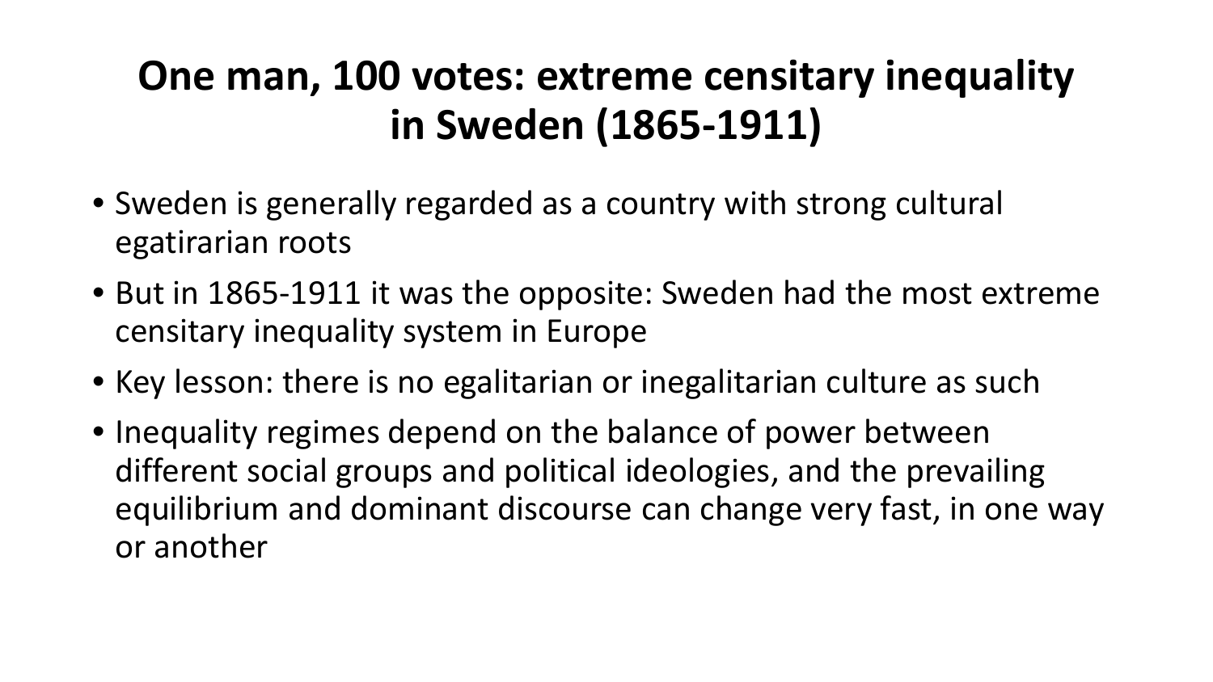# One man, 100 votes: extreme censitary inequality in Sweden (1865-1911)

- Sweden is generally regarded as a country with strong cultural egatirarian roots
- But in 1865-1911 it was the opposite: Sweden had the most extreme censitary inequality system in Europe
- Key lesson: there is no egalitarian or inegalitarian culture as such
- Inequality regimes depend on the balance of power between different social groups and political ideologies, and the prevailing equilibrium and dominant discourse can change very fast, in one way or another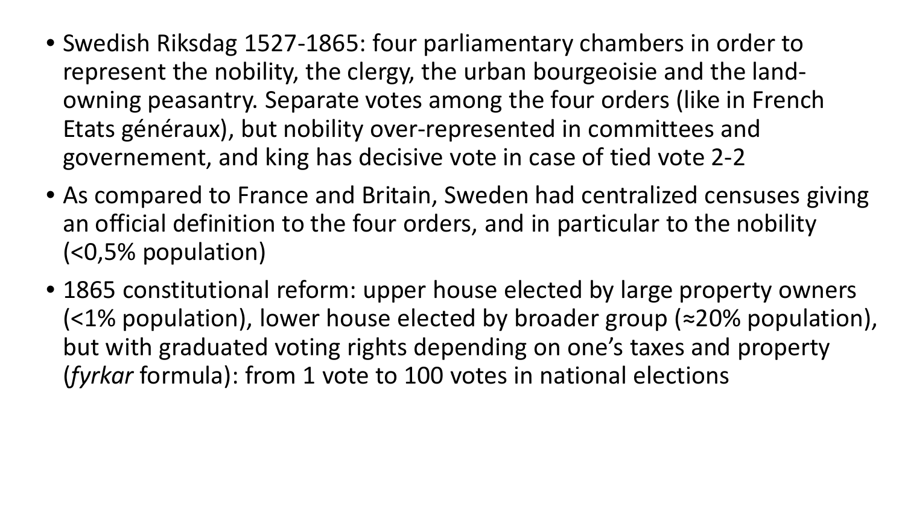- Swedish Riksdag 1527-1865: four parliamentary chambers in order to represent the nobility, the clergy, the urban bourgeoisie and the land-owning peasantry. Separate votes among the four orders (like in French Etats généraux), but nobility over-represented in committees and governement, and king has decisive vote in case of tied vote 2-2
- As compared to France and Britain, Sweden had centralized censuses giving an official definition to the four orders, and in particular to the nobility (<0,5% population)
- 1865 constitutional reform: upper house elected by large property owners (<1% population), lower house elected by broader group (≈20% population), but with graduated voting rights depending on one's taxes and property (*fyrkar* formula): from 1 vote to 100 votes in national elections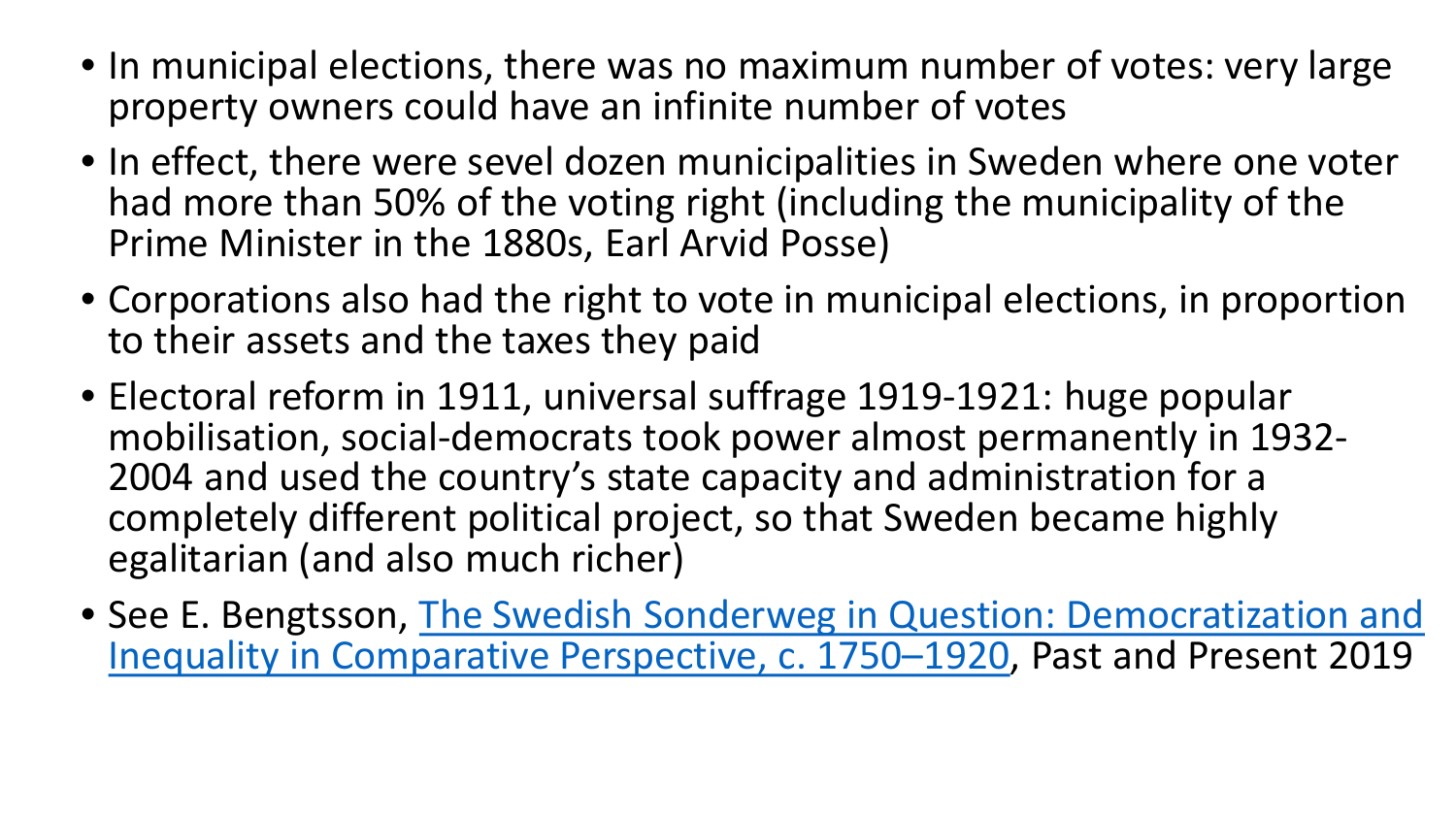- In municipal elections, there was no maximum number of votes: very large property owners could have an infinite number of votes
- In effect, there were sevel dozen municipalities in Sweden where one voter had more than 50% of the voting right (including the municipality of the Prime Minister in the 1880s, Earl Arvid Posse)
- Corporations also had the right to vote in municipal elections, in proportion to their assets and the taxes they paid
- Electoral reform in 1911, universal suffrage 1919-1921: huge popular mobilisation, social-democrats took power almost permanently in 1932-2004 and used the country's state capacity and administration for a completely different political project, so that Sweden became highly egalitarian (and also much richer)
- See E. Bengtsson, The Swedish Sonderweg in Question: Democratization and Inequality in Comparative Perspective, c. 1750–1920, Past and Present 2019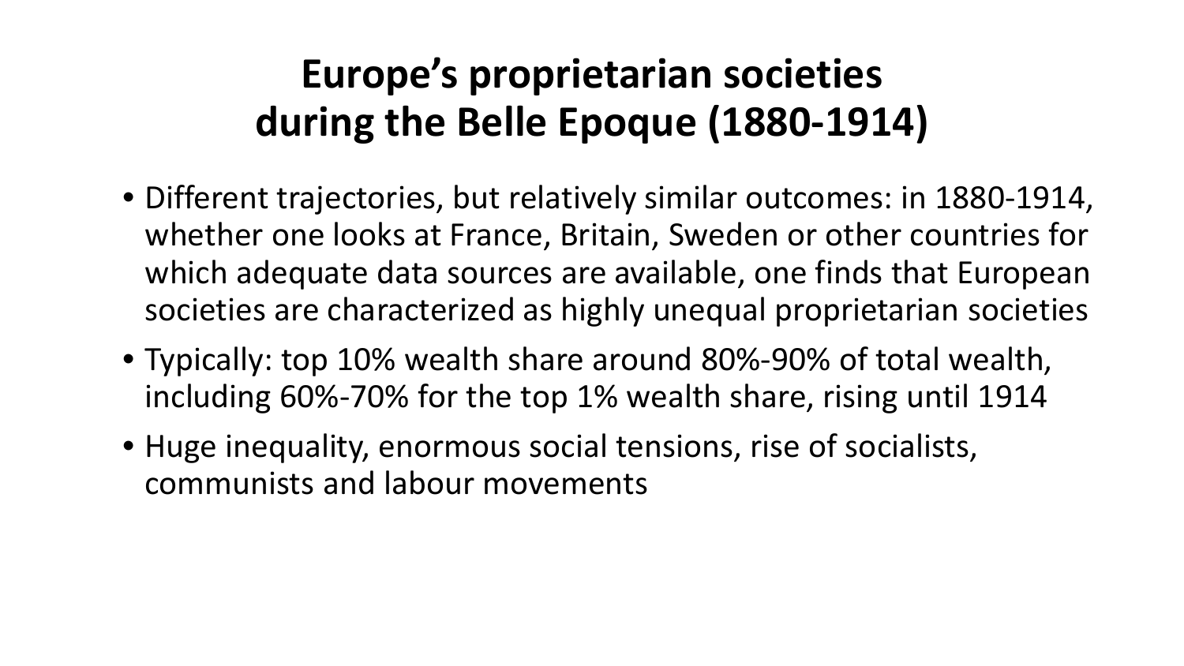# Europe's proprietarian societies during the Belle Epoque (1880-1914)

- Different trajectories, but relatively similar outcomes: in 1880-1914, whether one looks at France, Britain, Sweden or other countries for which adequate data sources are available, one finds that European societies are characterized as highly unequal proprietarian societies
- Typically: top 10% wealth share around 80%-90% of total wealth, including 60%-70% for the top 1% wealth share, rising until 1914
- Huge inequality, enormous social tensions, rise of socialists, communists and labour movements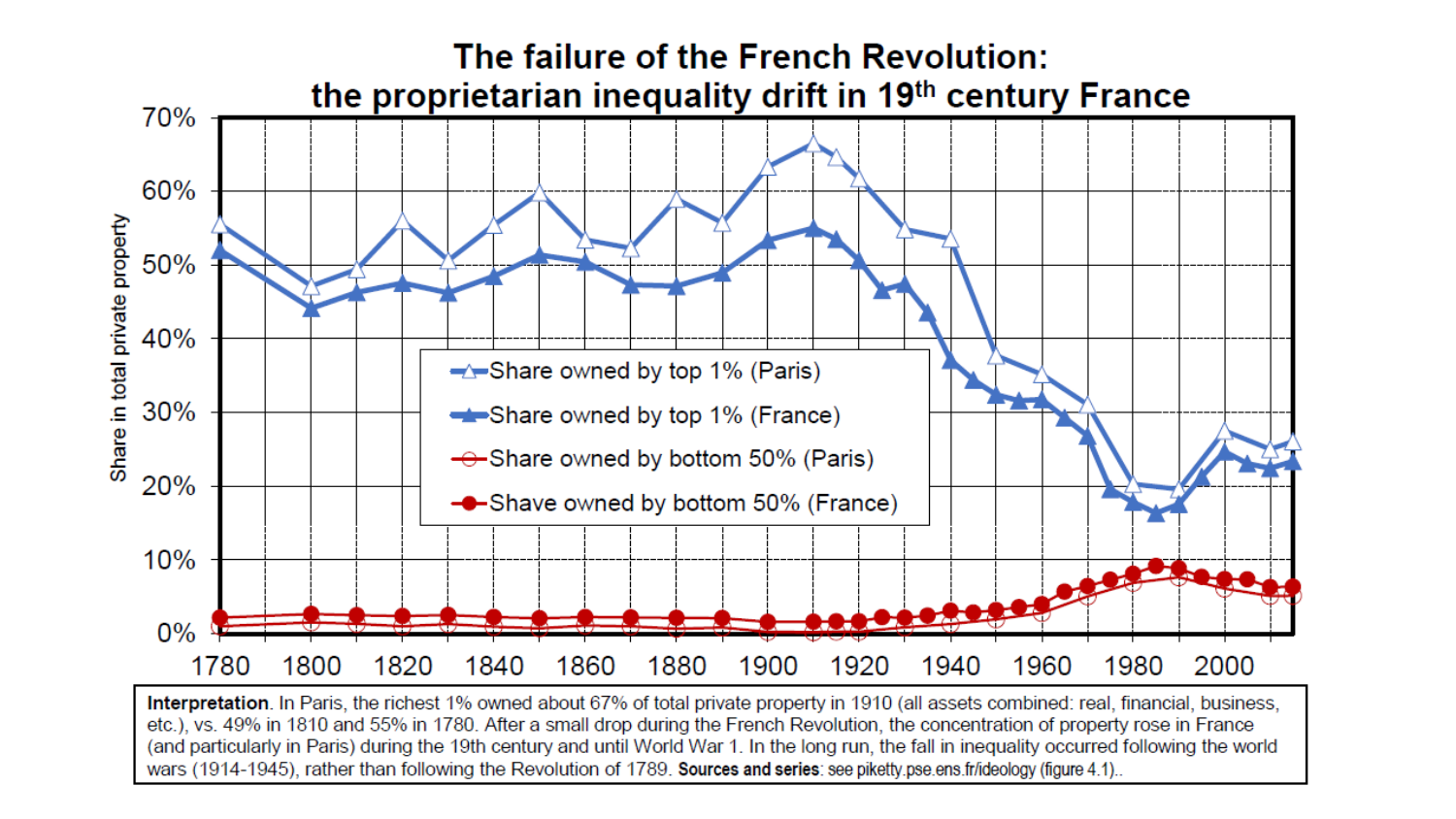# The failure of the French Revolution: the proprietarian inequality drift in 19th century France

Share in total private property

- Share owned by top 1% (Paris)
- Share owned by top 1% (France)
- Share owned by bottom 50% (Paris)
- Shave owned by bottom 50% (France)

**Interpretation**. In Paris, the richest 1% owned about 67% of total private property in 1910 (all assets combined: real, financial, business, etc.), vs. 49% in 1810 and 55% in 1780. After a small drop during the French Revolution, the concentration of property rose in France (and particularly in Paris) during the 19th century and until World War 1. In the long run, the fall in inequality occurred following the world wars (1914-1945), rather than following the Revolution of 1789. **Sources and series**: see piketty.pse.ens.fr/ideology (figure 4.1).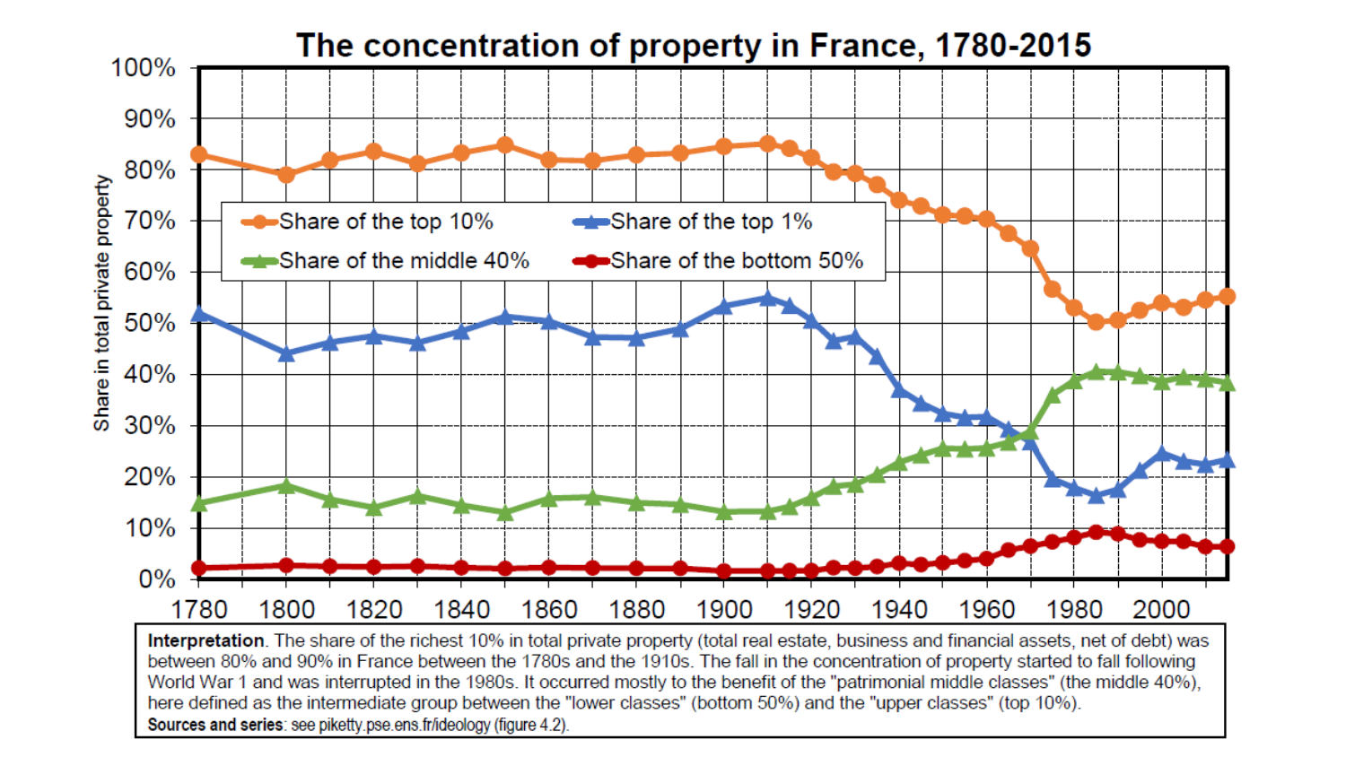# The concentration of property in France, 1780-2015

**Interpretation**. The share of the richest 10% in total private property (total real estate, business and financial assets, net of debt) was between 80% and 90% in France between the 1780s and the 1910s. The fall in the concentration of property started to fall following World War 1 and was interrupted in the 1980s. It occurred mostly to the benefit of the "patrimonial middle classes" (the middle 40%), here defined as the intermediate group between the "lower classes" (bottom 50%) and the "upper classes" (top 10%).

**Sources and series**: see piketty.pse.ens.fr/ideology (figure 4.2).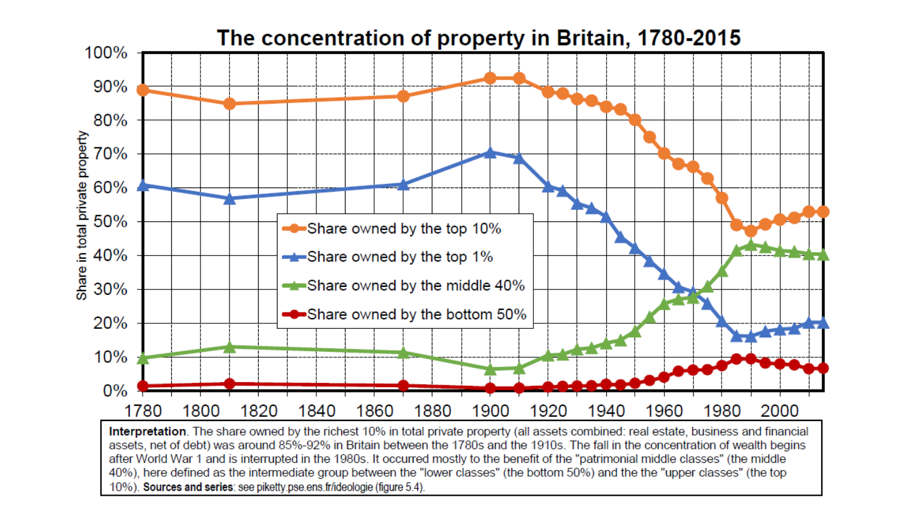# The concentration of property in Britain, 1780-2015

**Interpretation**. The share owned by the richest 10% in total private property (all assets combined: real estate, business and financial assets, net of debt) was around 85%-92% in Britain between the 1780s and the 1910s. The fall in the concentration of wealth begins after World War 1 and is interrupted in the 1980s. It occurred mostly to the benefit of the "patrimonial middle classes" (the middle 40%), here defined as the intermediate group between the "lower classes" (the bottom 50%) and the the "upper classes" (the top 10%). **Sources and series**: see piketty.pse.ens.fr/ideologie (figure 5.4).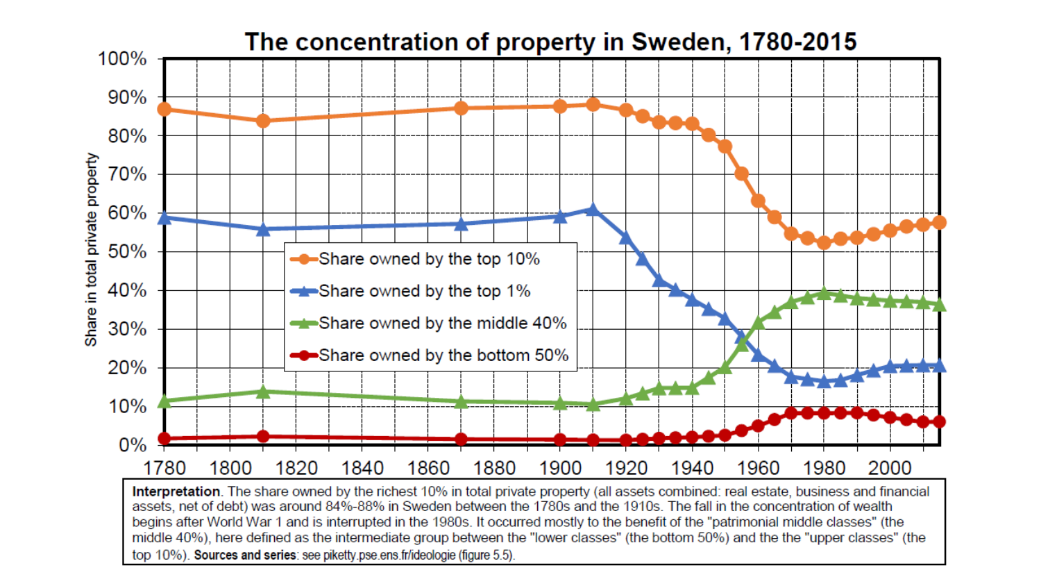# The concentration of property in Sweden, 1780-2015

**Interpretation**. The share owned by the richest 10% in total private property (all assets combined: real estate, business and financial assets, net of debt) was around 84%-88% in Sweden between the 1780s and the 1910s. The fall in the concentration of wealth begins after World War 1 and is interrupted in the 1980s. It occurred mostly to the benefit of the "patrimonial middle classes" (the middle 40%), here defined as the intermediate group between the "lower classes" (the bottom 50%) and the the "upper classes" (the top 10%). **Sources and series**: see piketty.pse.ens.fr/ideologie (figure 5.5).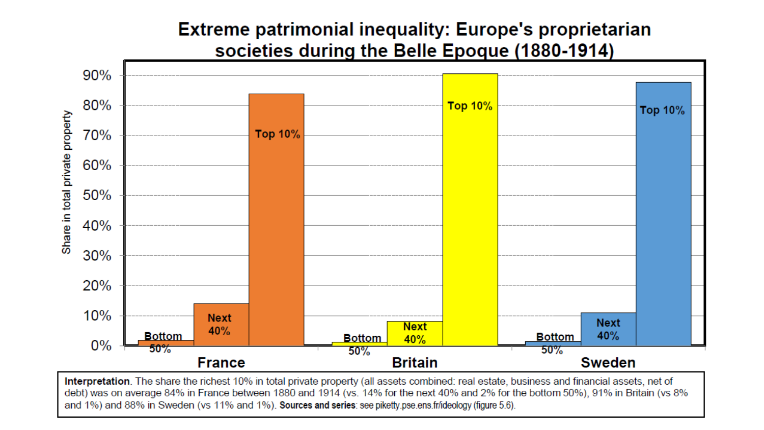# Extreme patrimonial inequality: Europe's proprietarian societies during the Belle Epoque (1880-1914)

**Interpretation**. The share the richest 10% in total private property (all assets combined: real estate, business and financial assets, net of debt) was on average 84% in France between 1880 and 1914 (vs. 14% for the next 40% and 2% for the bottom 50%), 91% in Britain (vs 8% and 1%) and 88% in Sweden (vs 11% and 1%). **Sources and series**: see piketty.pse.ens.fr/ideology (figure 5.6).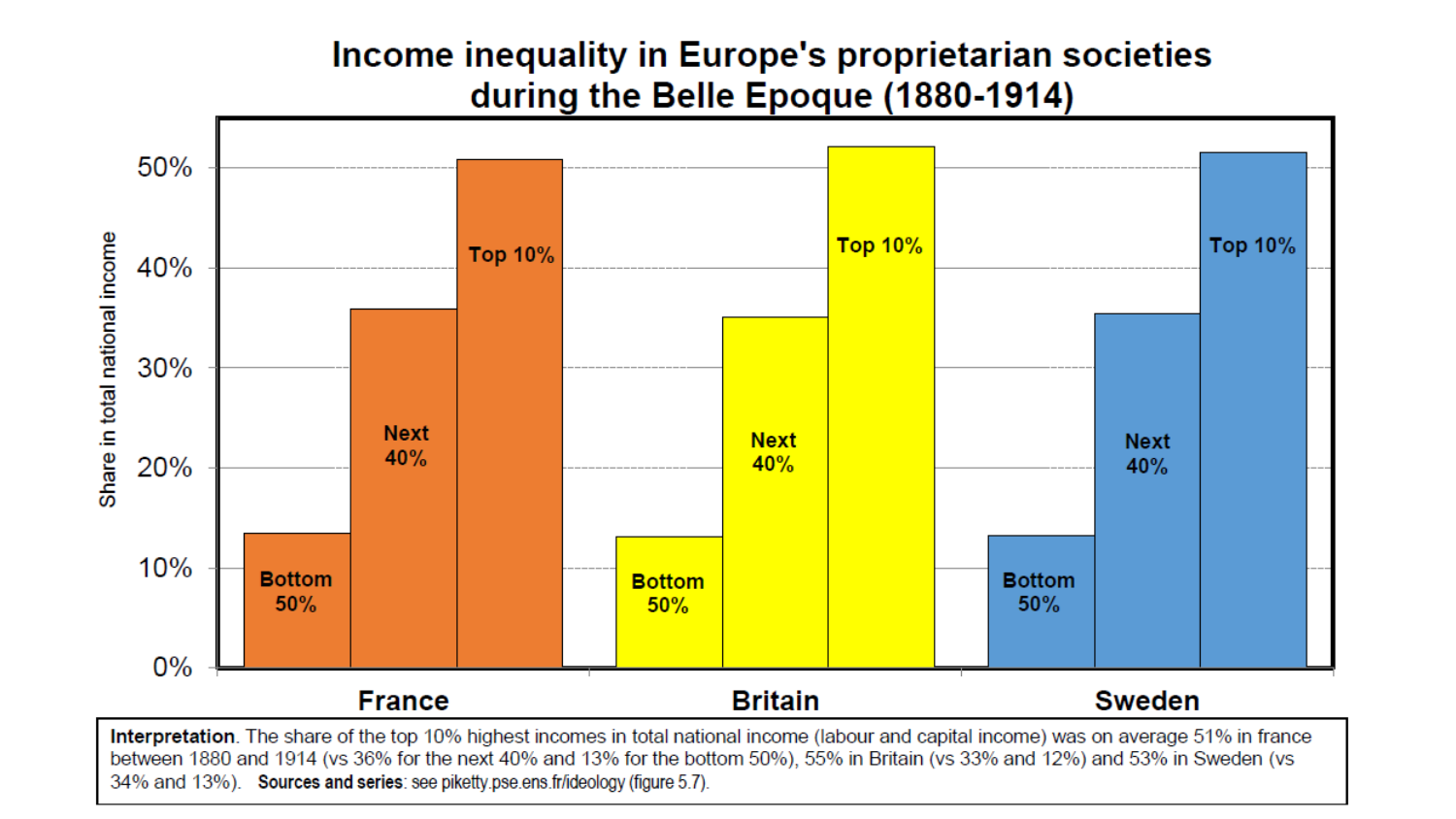# Income inequality in Europe's proprietarian societies during the Belle Epoque (1880-1914)

| | Bottom 50% | Next 40% | Top 10% |
|---|---|---|---|
| France | 13% | 36% | 51% |
| Britain | 12% | 33% | 55% |
| Sweden | 13% | 34% | 53% |

**Interpretation**. The share of the top 10% highest incomes in total national income (labour and capital income) was on average 51% in france between 1880 and 1914 (vs 36% for the next 40% and 13% for the bottom 50%), 55% in Britain (vs 33% and 12%) and 53% in Sweden (vs 34% and 13%). **Sources and series**: see piketty.pse.ens.fr/ideology (figure 5.7).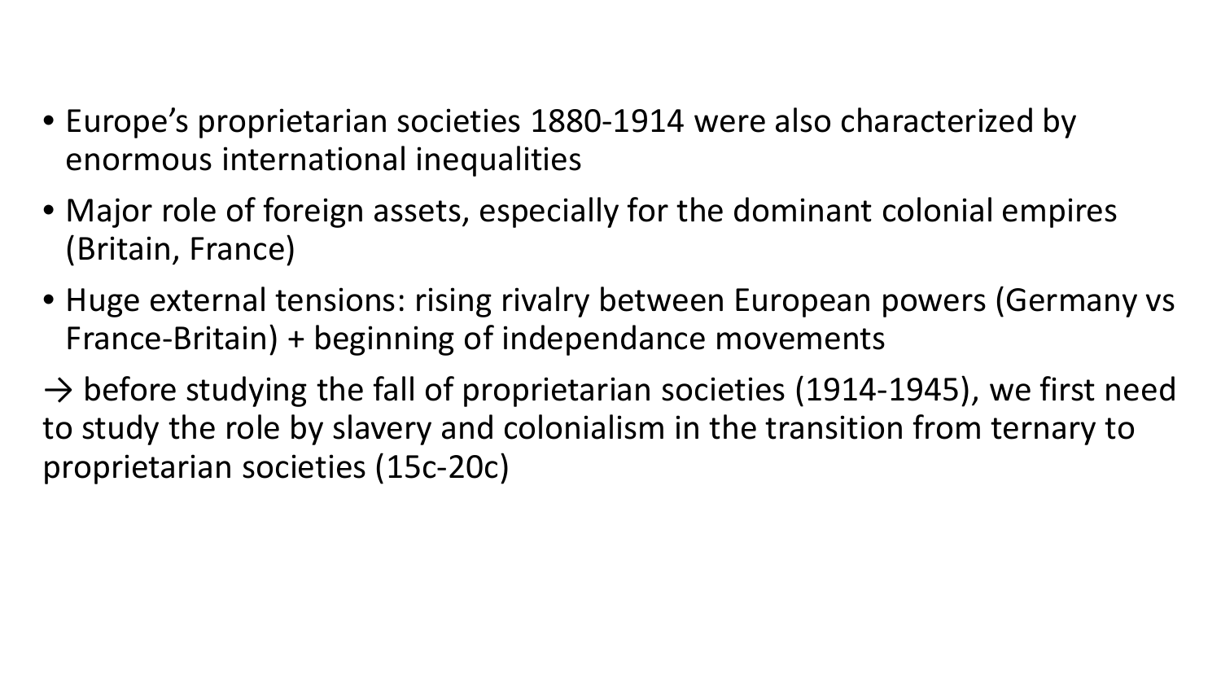- Europe's proprietarian societies 1880-1914 were also characterized by enormous international inequalities
- Major role of foreign assets, especially for the dominant colonial empires (Britain, France)
- Huge external tensions: rising rivalry between European powers (Germany vs France-Britain) + beginning of independance movements

→ before studying the fall of proprietarian societies (1914-1945), we first need to study the role by slavery and colonialism in the transition from ternary to proprietarian societies (15c-20c)